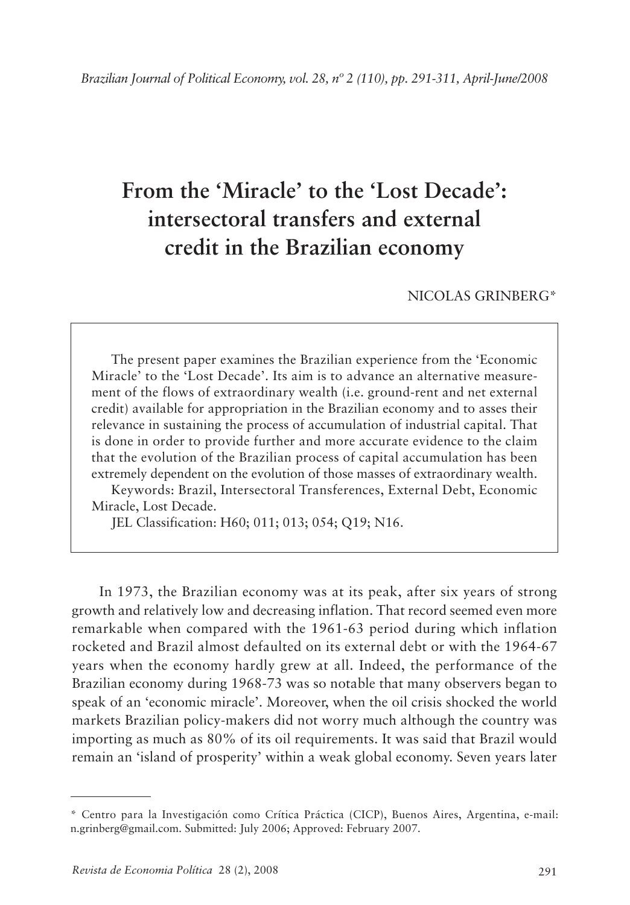# From the 'Miracle' to the 'Lost Decade': intersectoral transfers and external credit in the Brazilian economy

NICOLAS GRINBERG*

> The present paper examines the Brazilian experience from the 'Economic Miracle' to the 'Lost Decade'. Its aim is to advance an alternative measurement of the flows of extraordinary wealth (i.e. ground-rent and net external credit) available for appropriation in the Brazilian economy and to asses their relevance in sustaining the process of accumulation of industrial capital. That is done in order to provide further and more accurate evidence to the claim that the evolution of the Brazilian process of capital accumulation has been extremely dependent on the evolution of those masses of extraordinary wealth.
>
> Keywords: Brazil, Intersectoral Transferences, External Debt, Economic Miracle, Lost Decade.
>
> JEL Classification: H60; 011; 013; 054; Q19; N16.

In 1973, the Brazilian economy was at its peak, after six years of strong growth and relatively low and decreasing inflation. That record seemed even more remarkable when compared with the 1961-63 period during which inflation rocketed and Brazil almost defaulted on its external debt or with the 1964-67 years when the economy hardly grew at all. Indeed, the performance of the Brazilian economy during 1968-73 was so notable that many observers began to speak of an 'economic miracle'. Moreover, when the oil crisis shocked the world markets Brazilian policy-makers did not worry much although the country was importing as much as 80% of its oil requirements. It was said that Brazil would remain an 'island of prosperity' within a weak global economy. Seven years later

---

\* Centro para la Investigación como Crítica Práctica (CICP), Buenos Aires, Argentina, e-mail: n.grinberg@gmail.com. Submitted: July 2006; Approved: February 2007.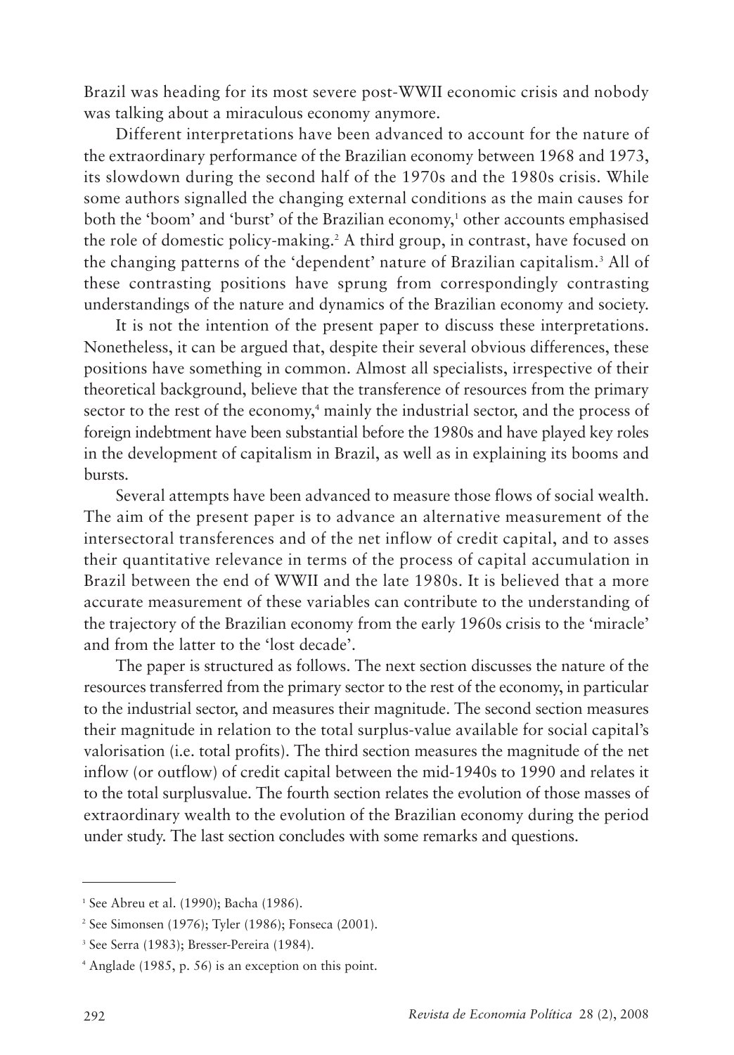Brazil was heading for its most severe post-WWII economic crisis and nobody was talking about a miraculous economy anymore.

Different interpretations have been advanced to account for the nature of the extraordinary performance of the Brazilian economy between 1968 and 1973, its slowdown during the second half of the 1970s and the 1980s crisis. While some authors signalled the changing external conditions as the main causes for both the 'boom' and 'burst' of the Brazilian economy,[1] other accounts emphasised the role of domestic policy-making.[2] A third group, in contrast, have focused on the changing patterns of the 'dependent' nature of Brazilian capitalism.[3] All of these contrasting positions have sprung from correspondingly contrasting understandings of the nature and dynamics of the Brazilian economy and society.

It is not the intention of the present paper to discuss these interpretations. Nonetheless, it can be argued that, despite their several obvious differences, these positions have something in common. Almost all specialists, irrespective of their theoretical background, believe that the transference of resources from the primary sector to the rest of the economy,[4] mainly the industrial sector, and the process of foreign indebtment have been substantial before the 1980s and have played key roles in the development of capitalism in Brazil, as well as in explaining its booms and bursts.

Several attempts have been advanced to measure those flows of social wealth. The aim of the present paper is to advance an alternative measurement of the intersectoral transferences and of the net inflow of credit capital, and to asses their quantitative relevance in terms of the process of capital accumulation in Brazil between the end of WWII and the late 1980s. It is believed that a more accurate measurement of these variables can contribute to the understanding of the trajectory of the Brazilian economy from the early 1960s crisis to the 'miracle' and from the latter to the 'lost decade'.

The paper is structured as follows. The next section discusses the nature of the resources transferred from the primary sector to the rest of the economy, in particular to the industrial sector, and measures their magnitude. The second section measures their magnitude in relation to the total surplus-value available for social capital's valorisation (i.e. total profits). The third section measures the magnitude of the net inflow (or outflow) of credit capital between the mid-1940s to 1990 and relates it to the total surplusvalue. The fourth section relates the evolution of those masses of extraordinary wealth to the evolution of the Brazilian economy during the period under study. The last section concludes with some remarks and questions.

---

[1] See Abreu et al. (1990); Bacha (1986).

[2] See Simonsen (1976); Tyler (1986); Fonseca (2001).

[3] See Serra (1983); Bresser-Pereira (1984).

[4] Anglade (1985, p. 56) is an exception on this point.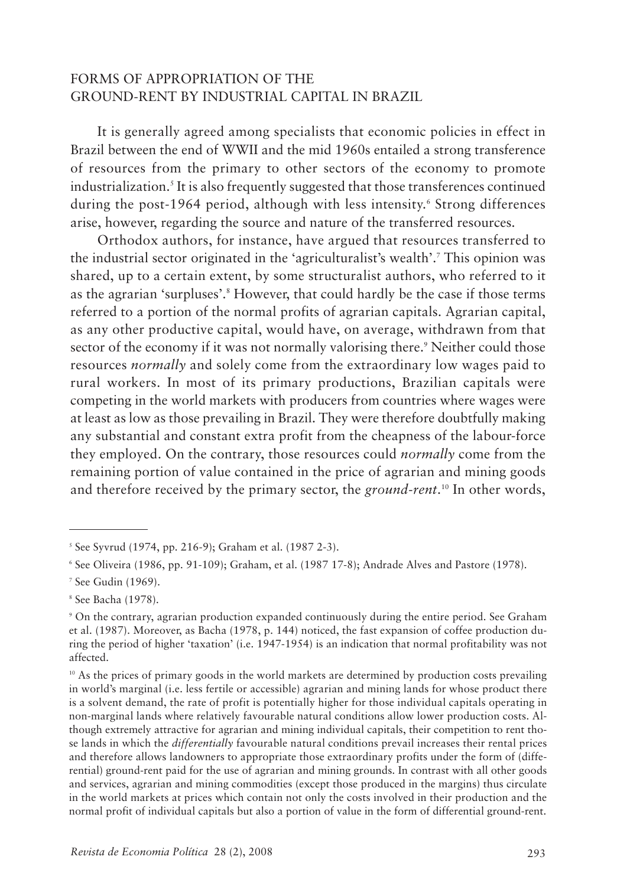## FORMS OF APPROPRIATION OF THE GROUND-RENT BY INDUSTRIAL CAPITAL IN BRAZIL

It is generally agreed among specialists that economic policies in effect in Brazil between the end of WWII and the mid 1960s entailed a strong transference of resources from the primary to other sectors of the economy to promote industrialization.[5] It is also frequently suggested that those transferences continued during the post-1964 period, although with less intensity.[6] Strong differences arise, however, regarding the source and nature of the transferred resources.

Orthodox authors, for instance, have argued that resources transferred to the industrial sector originated in the 'agriculturalist's wealth'.[7] This opinion was shared, up to a certain extent, by some structuralist authors, who referred to it as the agrarian 'surpluses'.[8] However, that could hardly be the case if those terms referred to a portion of the normal profits of agrarian capitals. Agrarian capital, as any other productive capital, would have, on average, withdrawn from that sector of the economy if it was not normally valorising there.[9] Neither could those resources *normally* and solely come from the extraordinary low wages paid to rural workers. In most of its primary productions, Brazilian capitals were competing in the world markets with producers from countries where wages were at least as low as those prevailing in Brazil. They were therefore doubtfully making any substantial and constant extra profit from the cheapness of the labour-force they employed. On the contrary, those resources could *normally* come from the remaining portion of value contained in the price of agrarian and mining goods and therefore received by the primary sector, the *ground-rent*.[10] In other words,

---

[5] See Syvrud (1974, pp. 216-9); Graham et al. (1987 2-3).

[6] See Oliveira (1986, pp. 91-109); Graham, et al. (1987 17-8); Andrade Alves and Pastore (1978).

[7] See Gudin (1969).

[8] See Bacha (1978).

[9] On the contrary, agrarian production expanded continuously during the entire period. See Graham et al. (1987). Moreover, as Bacha (1978, p. 144) noticed, the fast expansion of coffee production during the period of higher 'taxation' (i.e. 1947-1954) is an indication that normal profitability was not affected.

[10] As the prices of primary goods in the world markets are determined by production costs prevailing in world's marginal (i.e. less fertile or accessible) agrarian and mining lands for whose product there is a solvent demand, the rate of profit is potentially higher for those individual capitals operating in non-marginal lands where relatively favourable natural conditions allow lower production costs. Although extremely attractive for agrarian and mining individual capitals, their competition to rent those lands in which the *differentially* favourable natural conditions prevail increases their rental prices and therefore allows landowners to appropriate those extraordinary profits under the form of (differential) ground-rent paid for the use of agrarian and mining grounds. In contrast with all other goods and services, agrarian and mining commodities (except those produced in the margins) thus circulate in the world markets at prices which contain not only the costs involved in their production and the normal profit of individual capitals but also a portion of value in the form of differential ground-rent.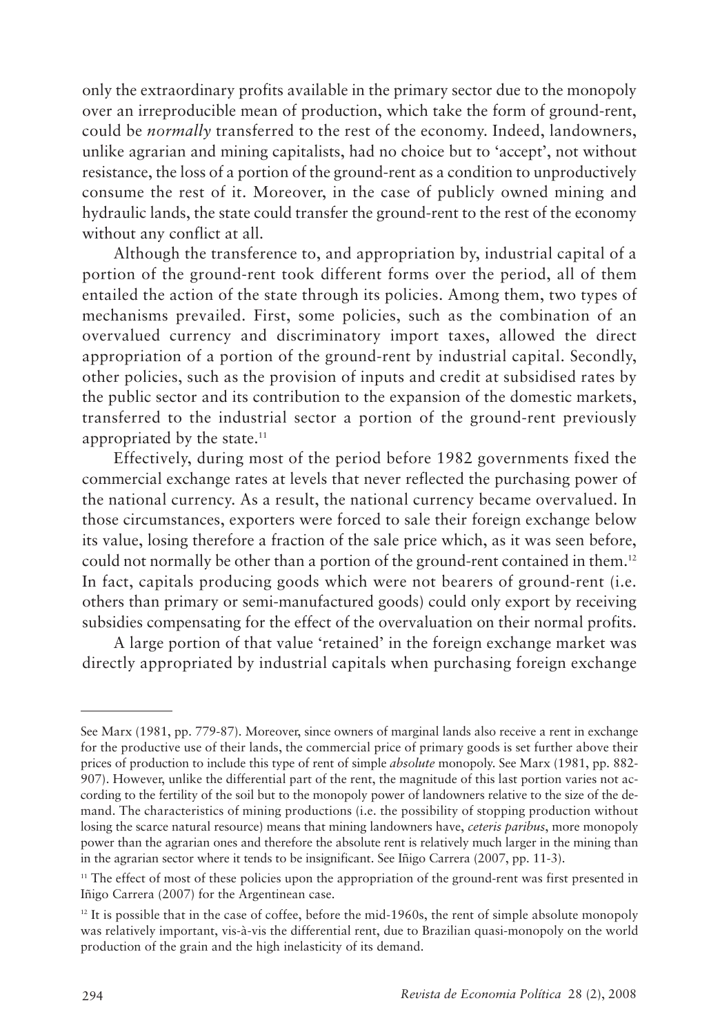only the extraordinary profits available in the primary sector due to the monopoly over an irreproducible mean of production, which take the form of ground-rent, could be *normally* transferred to the rest of the economy. Indeed, landowners, unlike agrarian and mining capitalists, had no choice but to 'accept', not without resistance, the loss of a portion of the ground-rent as a condition to unproductively consume the rest of it. Moreover, in the case of publicly owned mining and hydraulic lands, the state could transfer the ground-rent to the rest of the economy without any conflict at all.

Although the transference to, and appropriation by, industrial capital of a portion of the ground-rent took different forms over the period, all of them entailed the action of the state through its policies. Among them, two types of mechanisms prevailed. First, some policies, such as the combination of an overvalued currency and discriminatory import taxes, allowed the direct appropriation of a portion of the ground-rent by industrial capital. Secondly, other policies, such as the provision of inputs and credit at subsidised rates by the public sector and its contribution to the expansion of the domestic markets, transferred to the industrial sector a portion of the ground-rent previously appropriated by the state.[11]

Effectively, during most of the period before 1982 governments fixed the commercial exchange rates at levels that never reflected the purchasing power of the national currency. As a result, the national currency became overvalued. In those circumstances, exporters were forced to sale their foreign exchange below its value, losing therefore a fraction of the sale price which, as it was seen before, could not normally be other than a portion of the ground-rent contained in them.[12] In fact, capitals producing goods which were not bearers of ground-rent (i.e. others than primary or semi-manufactured goods) could only export by receiving subsidies compensating for the effect of the overvaluation on their normal profits.

A large portion of that value 'retained' in the foreign exchange market was directly appropriated by industrial capitals when purchasing foreign exchange

---

See Marx (1981, pp. 779-87). Moreover, since owners of marginal lands also receive a rent in exchange for the productive use of their lands, the commercial price of primary goods is set further above their prices of production to include this type of rent of simple *absolute* monopoly. See Marx (1981, pp. 882-907). However, unlike the differential part of the rent, the magnitude of this last portion varies not according to the fertility of the soil but to the monopoly power of landowners relative to the size of the demand. The characteristics of mining productions (i.e. the possibility of stopping production without losing the scarce natural resource) means that mining landowners have, *ceteris paribus*, more monopoly power than the agrarian ones and therefore the absolute rent is relatively much larger in the mining than in the agrarian sector where it tends to be insignificant. See Iñigo Carrera (2007, pp. 11-3).

[11] The effect of most of these policies upon the appropriation of the ground-rent was first presented in Iñigo Carrera (2007) for the Argentinean case.

[12] It is possible that in the case of coffee, before the mid-1960s, the rent of simple absolute monopoly was relatively important, vis-à-vis the differential rent, due to Brazilian quasi-monopoly on the world production of the grain and the high inelasticity of its demand.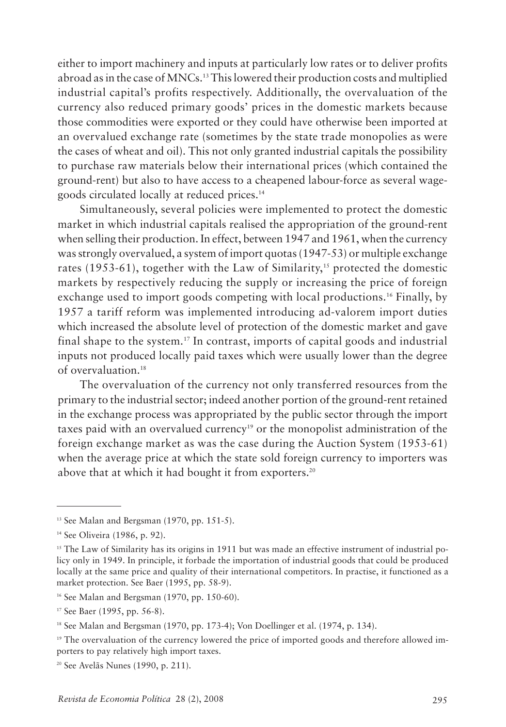either to import machinery and inputs at particularly low rates or to deliver profits abroad as in the case of MNCs.[13] This lowered their production costs and multiplied industrial capital's profits respectively. Additionally, the overvaluation of the currency also reduced primary goods' prices in the domestic markets because those commodities were exported or they could have otherwise been imported at an overvalued exchange rate (sometimes by the state trade monopolies as were the cases of wheat and oil). This not only granted industrial capitals the possibility to purchase raw materials below their international prices (which contained the ground-rent) but also to have access to a cheapened labour-force as several wage-goods circulated locally at reduced prices.[14]

Simultaneously, several policies were implemented to protect the domestic market in which industrial capitals realised the appropriation of the ground-rent when selling their production. In effect, between 1947 and 1961, when the currency was strongly overvalued, a system of import quotas (1947-53) or multiple exchange rates (1953-61), together with the Law of Similarity,[15] protected the domestic markets by respectively reducing the supply or increasing the price of foreign exchange used to import goods competing with local productions.[16] Finally, by 1957 a tariff reform was implemented introducing ad-valorem import duties which increased the absolute level of protection of the domestic market and gave final shape to the system.[17] In contrast, imports of capital goods and industrial inputs not produced locally paid taxes which were usually lower than the degree of overvaluation.[18]

The overvaluation of the currency not only transferred resources from the primary to the industrial sector; indeed another portion of the ground-rent retained in the exchange process was appropriated by the public sector through the import taxes paid with an overvalued currency[19] or the monopolist administration of the foreign exchange market as was the case during the Auction System (1953-61) when the average price at which the state sold foreign currency to importers was above that at which it had bought it from exporters.[20]

---

[13] See Malan and Bergsman (1970, pp. 151-5).

[14] See Oliveira (1986, p. 92).

[15] The Law of Similarity has its origins in 1911 but was made an effective instrument of industrial policy only in 1949. In principle, it forbade the importation of industrial goods that could be produced locally at the same price and quality of their international competitors. In practise, it functioned as a market protection. See Baer (1995, pp. 58-9).

[16] See Malan and Bergsman (1970, pp. 150-60).

[17] See Baer (1995, pp. 56-8).

[18] See Malan and Bergsman (1970, pp. 173-4); Von Doellinger et al. (1974, p. 134).

[19] The overvaluation of the currency lowered the price of imported goods and therefore allowed importers to pay relatively high import taxes.

[20] See Avelãs Nunes (1990, p. 211).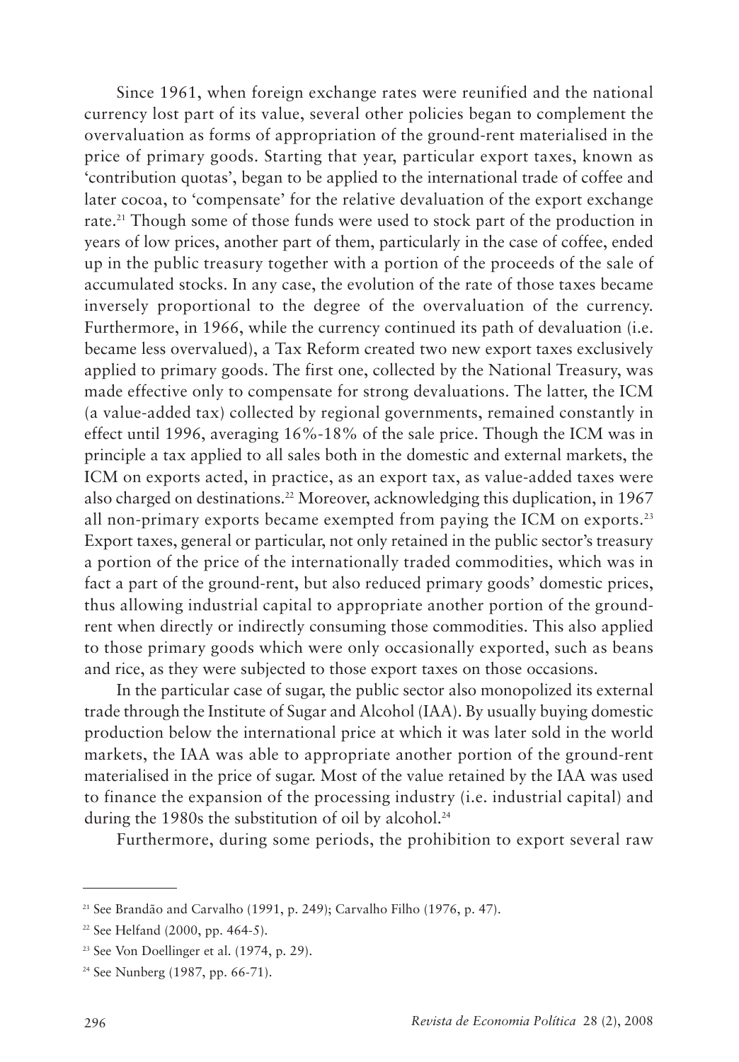Since 1961, when foreign exchange rates were reunified and the national currency lost part of its value, several other policies began to complement the overvaluation as forms of appropriation of the ground-rent materialised in the price of primary goods. Starting that year, particular export taxes, known as 'contribution quotas', began to be applied to the international trade of coffee and later cocoa, to 'compensate' for the relative devaluation of the export exchange rate.[21] Though some of those funds were used to stock part of the production in years of low prices, another part of them, particularly in the case of coffee, ended up in the public treasury together with a portion of the proceeds of the sale of accumulated stocks. In any case, the evolution of the rate of those taxes became inversely proportional to the degree of the overvaluation of the currency. Furthermore, in 1966, while the currency continued its path of devaluation (i.e. became less overvalued), a Tax Reform created two new export taxes exclusively applied to primary goods. The first one, collected by the National Treasury, was made effective only to compensate for strong devaluations. The latter, the ICM (a value-added tax) collected by regional governments, remained constantly in effect until 1996, averaging 16%-18% of the sale price. Though the ICM was in principle a tax applied to all sales both in the domestic and external markets, the ICM on exports acted, in practice, as an export tax, as value-added taxes were also charged on destinations.[22] Moreover, acknowledging this duplication, in 1967 all non-primary exports became exempted from paying the ICM on exports.[23] Export taxes, general or particular, not only retained in the public sector's treasury a portion of the price of the internationally traded commodities, which was in fact a part of the ground-rent, but also reduced primary goods' domestic prices, thus allowing industrial capital to appropriate another portion of the ground-rent when directly or indirectly consuming those commodities. This also applied to those primary goods which were only occasionally exported, such as beans and rice, as they were subjected to those export taxes on those occasions.

In the particular case of sugar, the public sector also monopolized its external trade through the Institute of Sugar and Alcohol (IAA). By usually buying domestic production below the international price at which it was later sold in the world markets, the IAA was able to appropriate another portion of the ground-rent materialised in the price of sugar. Most of the value retained by the IAA was used to finance the expansion of the processing industry (i.e. industrial capital) and during the 1980s the substitution of oil by alcohol.[24]

Furthermore, during some periods, the prohibition to export several raw

---

[21] See Brandão and Carvalho (1991, p. 249); Carvalho Filho (1976, p. 47).

[22] See Helfand (2000, pp. 464-5).

[23] See Von Doellinger et al. (1974, p. 29).

[24] See Nunberg (1987, pp. 66-71).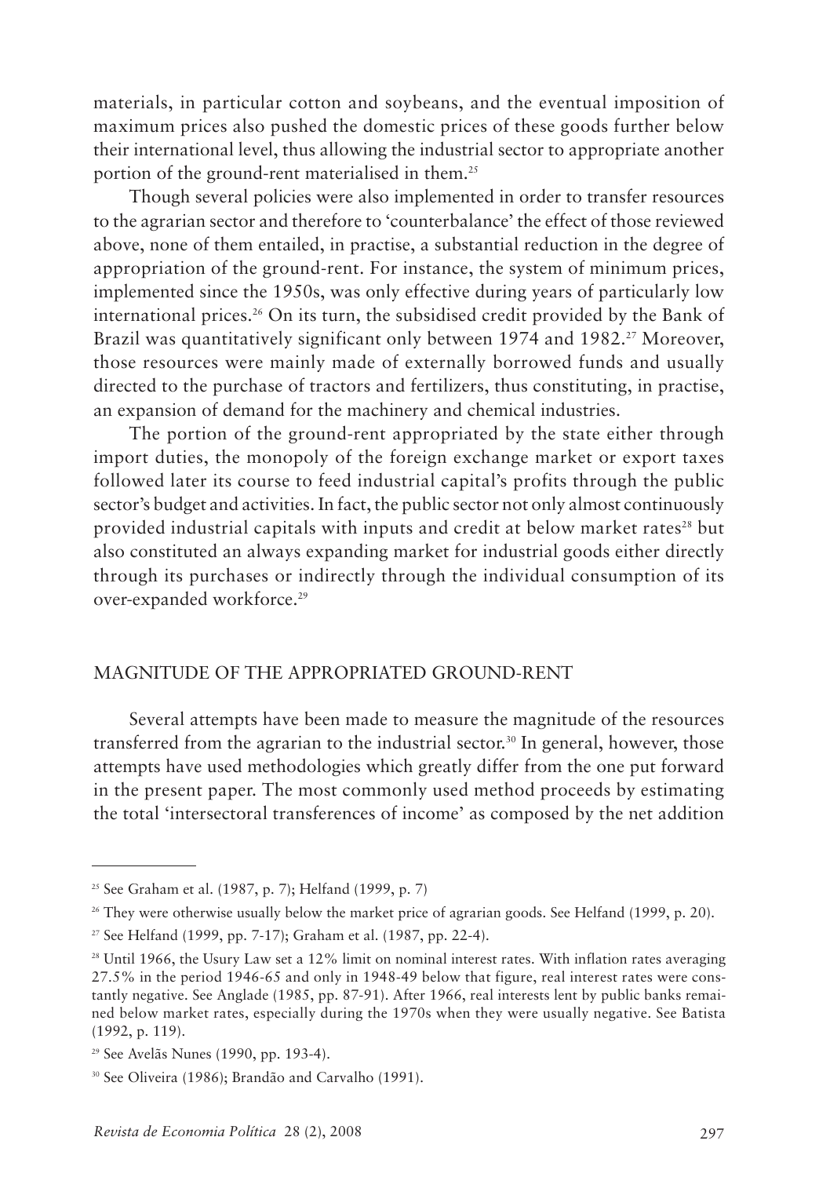materials, in particular cotton and soybeans, and the eventual imposition of maximum prices also pushed the domestic prices of these goods further below their international level, thus allowing the industrial sector to appropriate another portion of the ground-rent materialised in them.[25]

Though several policies were also implemented in order to transfer resources to the agrarian sector and therefore to 'counterbalance' the effect of those reviewed above, none of them entailed, in practise, a substantial reduction in the degree of appropriation of the ground-rent. For instance, the system of minimum prices, implemented since the 1950s, was only effective during years of particularly low international prices.[26] On its turn, the subsidised credit provided by the Bank of Brazil was quantitatively significant only between 1974 and 1982.[27] Moreover, those resources were mainly made of externally borrowed funds and usually directed to the purchase of tractors and fertilizers, thus constituting, in practise, an expansion of demand for the machinery and chemical industries.

The portion of the ground-rent appropriated by the state either through import duties, the monopoly of the foreign exchange market or export taxes followed later its course to feed industrial capital's profits through the public sector's budget and activities. In fact, the public sector not only almost continuously provided industrial capitals with inputs and credit at below market rates[28] but also constituted an always expanding market for industrial goods either directly through its purchases or indirectly through the individual consumption of its over-expanded workforce.[29]

## MAGNITUDE OF THE APPROPRIATED GROUND-RENT

Several attempts have been made to measure the magnitude of the resources transferred from the agrarian to the industrial sector.[30] In general, however, those attempts have used methodologies which greatly differ from the one put forward in the present paper. The most commonly used method proceeds by estimating the total 'intersectoral transferences of income' as composed by the net addition

---

[25] See Graham et al. (1987, p. 7); Helfand (1999, p. 7)

[26] They were otherwise usually below the market price of agrarian goods. See Helfand (1999, p. 20).

[27] See Helfand (1999, pp. 7-17); Graham et al. (1987, pp. 22-4).

[28] Until 1966, the Usury Law set a 12% limit on nominal interest rates. With inflation rates averaging 27.5% in the period 1946-65 and only in 1948-49 below that figure, real interest rates were constantly negative. See Anglade (1985, pp. 87-91). After 1966, real interests lent by public banks remained below market rates, especially during the 1970s when they were usually negative. See Batista (1992, p. 119).

[29] See Avelãs Nunes (1990, pp. 193-4).

[30] See Oliveira (1986); Brandão and Carvalho (1991).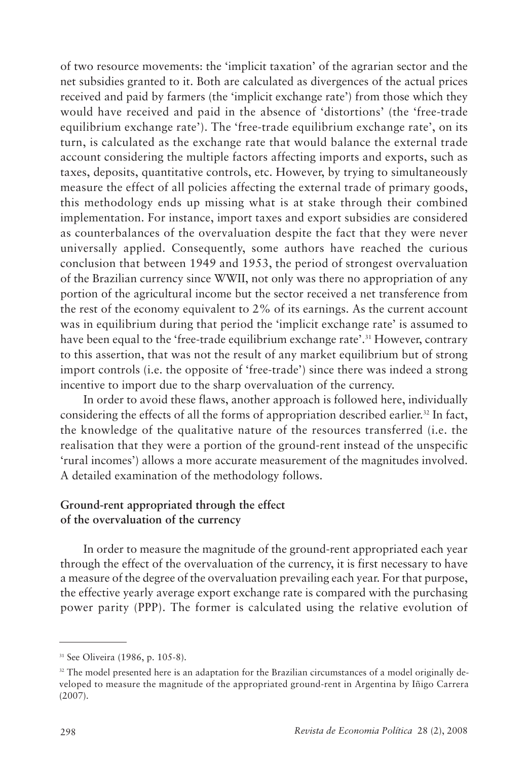of two resource movements: the 'implicit taxation' of the agrarian sector and the net subsidies granted to it. Both are calculated as divergences of the actual prices received and paid by farmers (the 'implicit exchange rate') from those which they would have received and paid in the absence of 'distortions' (the 'free-trade equilibrium exchange rate'). The 'free-trade equilibrium exchange rate', on its turn, is calculated as the exchange rate that would balance the external trade account considering the multiple factors affecting imports and exports, such as taxes, deposits, quantitative controls, etc. However, by trying to simultaneously measure the effect of all policies affecting the external trade of primary goods, this methodology ends up missing what is at stake through their combined implementation. For instance, import taxes and export subsidies are considered as counterbalances of the overvaluation despite the fact that they were never universally applied. Consequently, some authors have reached the curious conclusion that between 1949 and 1953, the period of strongest overvaluation of the Brazilian currency since WWII, not only was there no appropriation of any portion of the agricultural income but the sector received a net transference from the rest of the economy equivalent to 2% of its earnings. As the current account was in equilibrium during that period the 'implicit exchange rate' is assumed to have been equal to the 'free-trade equilibrium exchange rate'.[31] However, contrary to this assertion, that was not the result of any market equilibrium but of strong import controls (i.e. the opposite of 'free-trade') since there was indeed a strong incentive to import due to the sharp overvaluation of the currency.

In order to avoid these flaws, another approach is followed here, individually considering the effects of all the forms of appropriation described earlier.[32] In fact, the knowledge of the qualitative nature of the resources transferred (i.e. the realisation that they were a portion of the ground-rent instead of the unspecific 'rural incomes') allows a more accurate measurement of the magnitudes involved. A detailed examination of the methodology follows.

## Ground-rent appropriated through the effect of the overvaluation of the currency

In order to measure the magnitude of the ground-rent appropriated each year through the effect of the overvaluation of the currency, it is first necessary to have a measure of the degree of the overvaluation prevailing each year. For that purpose, the effective yearly average export exchange rate is compared with the purchasing power parity (PPP). The former is calculated using the relative evolution of

---

[31] See Oliveira (1986, p. 105-8).

[32] The model presented here is an adaptation for the Brazilian circumstances of a model originally developed to measure the magnitude of the appropriated ground-rent in Argentina by Iñigo Carrera (2007).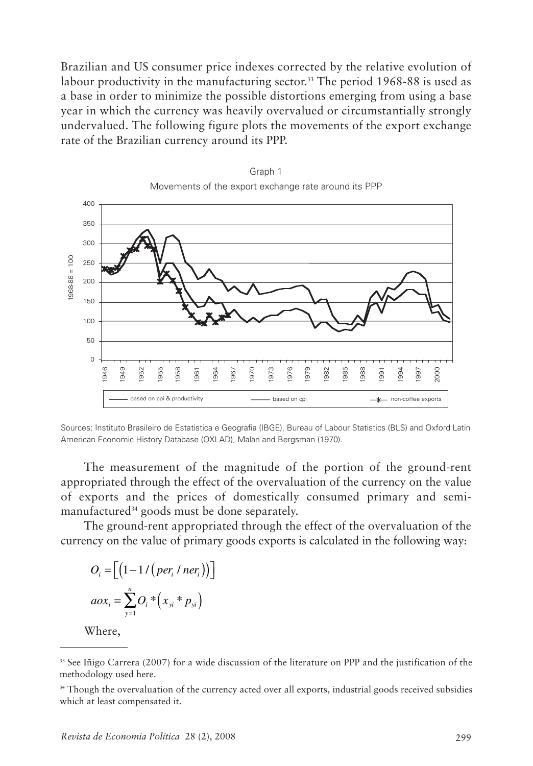Brazilian and US consumer price indexes corrected by the relative evolution of labour productivity in the manufacturing sector.[33] The period 1968-88 is used as a base in order to minimize the possible distortions emerging from using a base year in which the currency was heavily overvalued or circumstantially strongly undervalued. The following figure plots the movements of the export exchange rate of the Brazilian currency around its PPP.

Graph 1

Movements of the export exchange rate around its PPP

Sources: Instituto Brasileiro de Estatistica e Geografia (IBGE), Bureau of Labour Statistics (BLS) and Oxford Latin American Economic History Database (OXLAD), Malan and Bergsman (1970).

The measurement of the magnitude of the portion of the ground-rent appropriated through the effect of the overvaluation of the currency on the value of exports and the prices of domestically consumed primary and semi-manufactured[34] goods must be done separately.

The ground-rent appropriated through the effect of the overvaluation of the currency on the value of primary goods exports is calculated in the following way:

$$O_i = \left[ \left( 1 - 1 / \left( per_i \, / \, ner_i \right) \right) \right]$$

$$aox_i = \sum_{y=1}^{n} O_i * \left( x_{yi} * p_{yi} \right)$$

Where,

---

[33] See Iñigo Carrera (2007) for a wide discussion of the literature on PPP and the justification of the methodology used here.

[34] Though the overvaluation of the currency acted over all exports, industrial goods received subsidies which at least compensated it.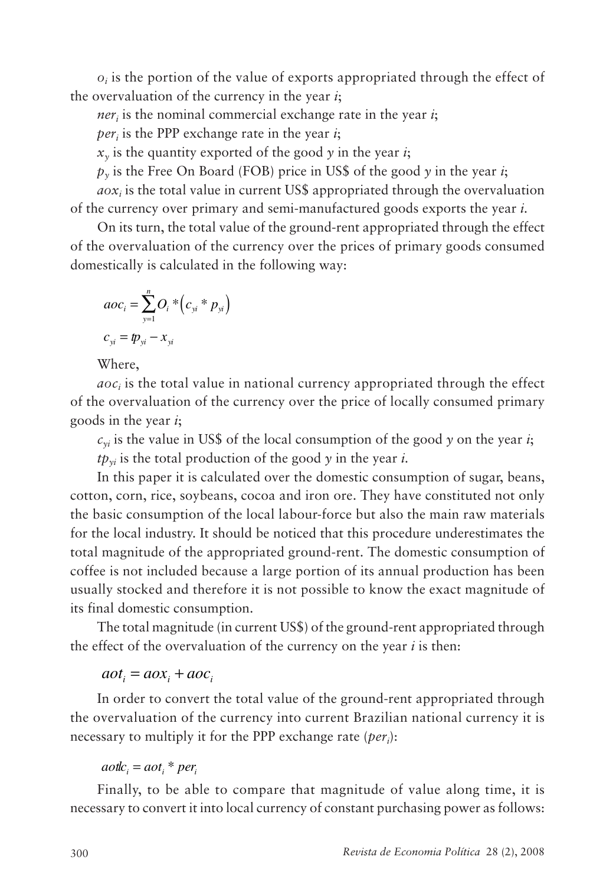$o_i$ is the portion of the value of exports appropriated through the effect of the overvaluation of the currency in the year $i$;

$ner_i$ is the nominal commercial exchange rate in the year $i$;

$per_i$ is the PPP exchange rate in the year $i$;

$x_y$ is the quantity exported of the good $y$ in the year $i$;

$p_y$ is the Free On Board (FOB) price in US$ of the good $y$ in the year $i$;

$aox_i$ is the total value in current US$ appropriated through the overvaluation of the currency over primary and semi-manufactured goods exports the year $i$.

On its turn, the total value of the ground-rent appropriated through the effect of the overvaluation of the currency over the prices of primary goods consumed domestically is calculated in the following way:

$$aoc_i = \sum_{y=1}^{n} O_i * \left(c_{yi} * p_{yi}\right)$$

$$c_{yi} = tp_{yi} - x_{yi}$$

Where,

$aoc_i$ is the total value in national currency appropriated through the effect of the overvaluation of the currency over the price of locally consumed primary goods in the year $i$;

$c_{yi}$ is the value in US$ of the local consumption of the good $y$ on the year $i$;

$tp_{yi}$ is the total production of the good $y$ in the year $i$.

In this paper it is calculated over the domestic consumption of sugar, beans, cotton, corn, rice, soybeans, cocoa and iron ore. They have constituted not only the basic consumption of the local labour-force but also the main raw materials for the local industry. It should be noticed that this procedure underestimates the total magnitude of the appropriated ground-rent. The domestic consumption of coffee is not included because a large portion of its annual production has been usually stocked and therefore it is not possible to know the exact magnitude of its final domestic consumption.

The total magnitude (in current US$) of the ground-rent appropriated through the effect of the overvaluation of the currency on the year $i$ is then:

$$aot_i = aox_i + aoc_i$$

In order to convert the total value of the ground-rent appropriated through the overvaluation of the currency into current Brazilian national currency it is necessary to multiply it for the PPP exchange rate ($per_i$):

$$aotlc_i = aot_i * per_i$$

Finally, to be able to compare that magnitude of value along time, it is necessary to convert it into local currency of constant purchasing power as follows: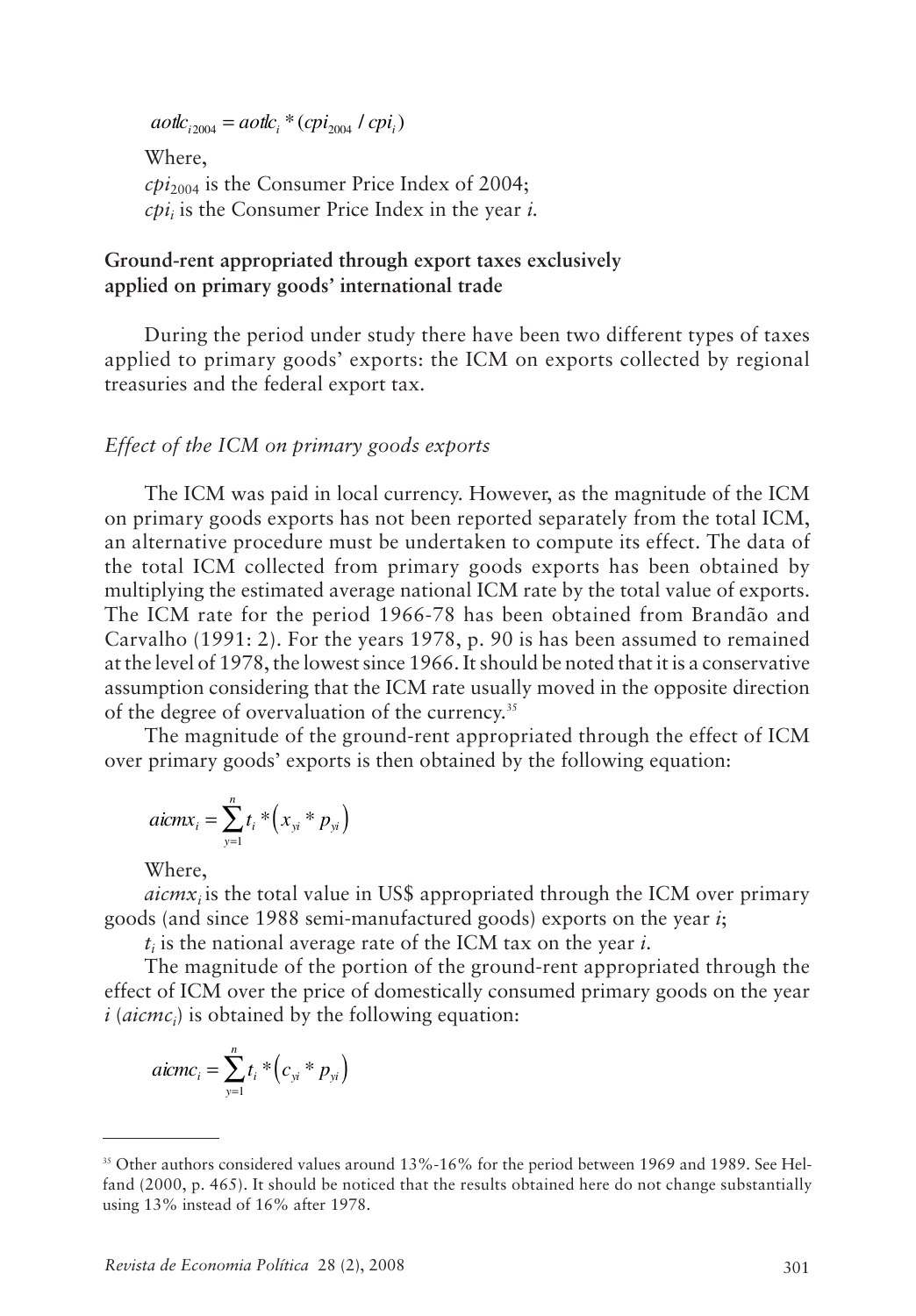$$aotlc_{i2004} = aotlc_i * (cpi_{2004} / cpi_i)$$

Where,

$cpi_{2004}$ is the Consumer Price Index of 2004;

$cpi_i$ is the Consumer Price Index in the year $i$.

### Ground-rent appropriated through export taxes exclusively applied on primary goods' international trade

During the period under study there have been two different types of taxes applied to primary goods' exports: the ICM on exports collected by regional treasuries and the federal export tax.

#### *Effect of the ICM on primary goods exports*

The ICM was paid in local currency. However, as the magnitude of the ICM on primary goods exports has not been reported separately from the total ICM, an alternative procedure must be undertaken to compute its effect. The data of the total ICM collected from primary goods exports has been obtained by multiplying the estimated average national ICM rate by the total value of exports. The ICM rate for the period 1966-78 has been obtained from Brandão and Carvalho (1991: 2). For the years 1978, p. 90 is has been assumed to remained at the level of 1978, the lowest since 1966. It should be noted that it is a conservative assumption considering that the ICM rate usually moved in the opposite direction of the degree of overvaluation of the currency.[35]

The magnitude of the ground-rent appropriated through the effect of ICM over primary goods' exports is then obtained by the following equation:

$$aicmx_i = \sum_{y=1}^{n} t_i * \left( x_{yi} * p_{yi} \right)$$

Where,

$aicmx_i$ is the total value in US$ appropriated through the ICM over primary goods (and since 1988 semi-manufactured goods) exports on the year $i$;

$t_i$ is the national average rate of the ICM tax on the year $i$.

The magnitude of the portion of the ground-rent appropriated through the effect of ICM over the price of domestically consumed primary goods on the year $i$ ($aicmc_i$) is obtained by the following equation:

$$aicmc_i = \sum_{y=1}^{n} t_i * \left( c_{yi} * p_{yi} \right)$$

---

[35] Other authors considered values around 13%-16% for the period between 1969 and 1989. See Helfand (2000, p. 465). It should be noticed that the results obtained here do not change substantially using 13% instead of 16% after 1978.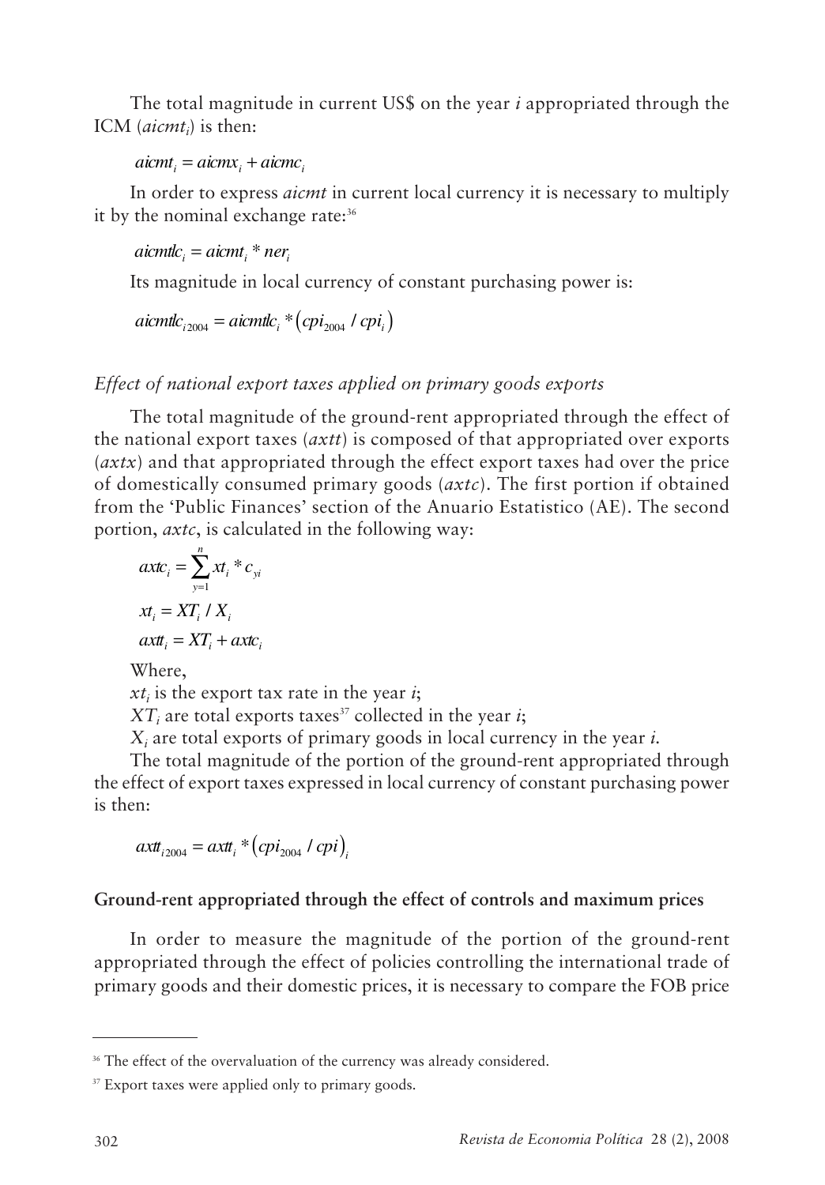The total magnitude in current US$ on the year *i* appropriated through the ICM ($aicmt_i$) is then:

$$aicmt_i = aicmx_i + aicmc_i$$

In order to express *aicmt* in current local currency it is necessary to multiply it by the nominal exchange rate:[36]

$$aicmtlc_i = aicmt_i * ner_i$$

Its magnitude in local currency of constant purchasing power is:

$$aicmtlc_{i2004} = aicmtlc_i * \left(cpi_{2004} / cpi_i\right)$$

*Effect of national export taxes applied on primary goods exports*

The total magnitude of the ground-rent appropriated through the effect of the national export taxes (*axtt*) is composed of that appropriated over exports (*axtx*) and that appropriated through the effect export taxes had over the price of domestically consumed primary goods (*axtc*). The first portion if obtained from the 'Public Finances' section of the Anuario Estatistico (AE). The second portion, *axtc*, is calculated in the following way:

$$axtc_i = \sum_{y=1}^{n} xt_i * c_{yi}$$

$$xt_i = XT_i / X_i$$

$$axtt_i = XT_i + axtc_i$$

Where,

$xt_i$ is the export tax rate in the year *i*;

$XT_i$ are total exports taxes[37] collected in the year *i*;

$X_i$ are total exports of primary goods in local currency in the year *i*.

The total magnitude of the portion of the ground-rent appropriated through the effect of export taxes expressed in local currency of constant purchasing power is then:

$$axtt_{i2004} = axtt_i * \left(cpi_{2004} / cpi\right)_i$$

**Ground-rent appropriated through the effect of controls and maximum prices**

In order to measure the magnitude of the portion of the ground-rent appropriated through the effect of policies controlling the international trade of primary goods and their domestic prices, it is necessary to compare the FOB price

---

[36] The effect of the overvaluation of the currency was already considered.

[37] Export taxes were applied only to primary goods.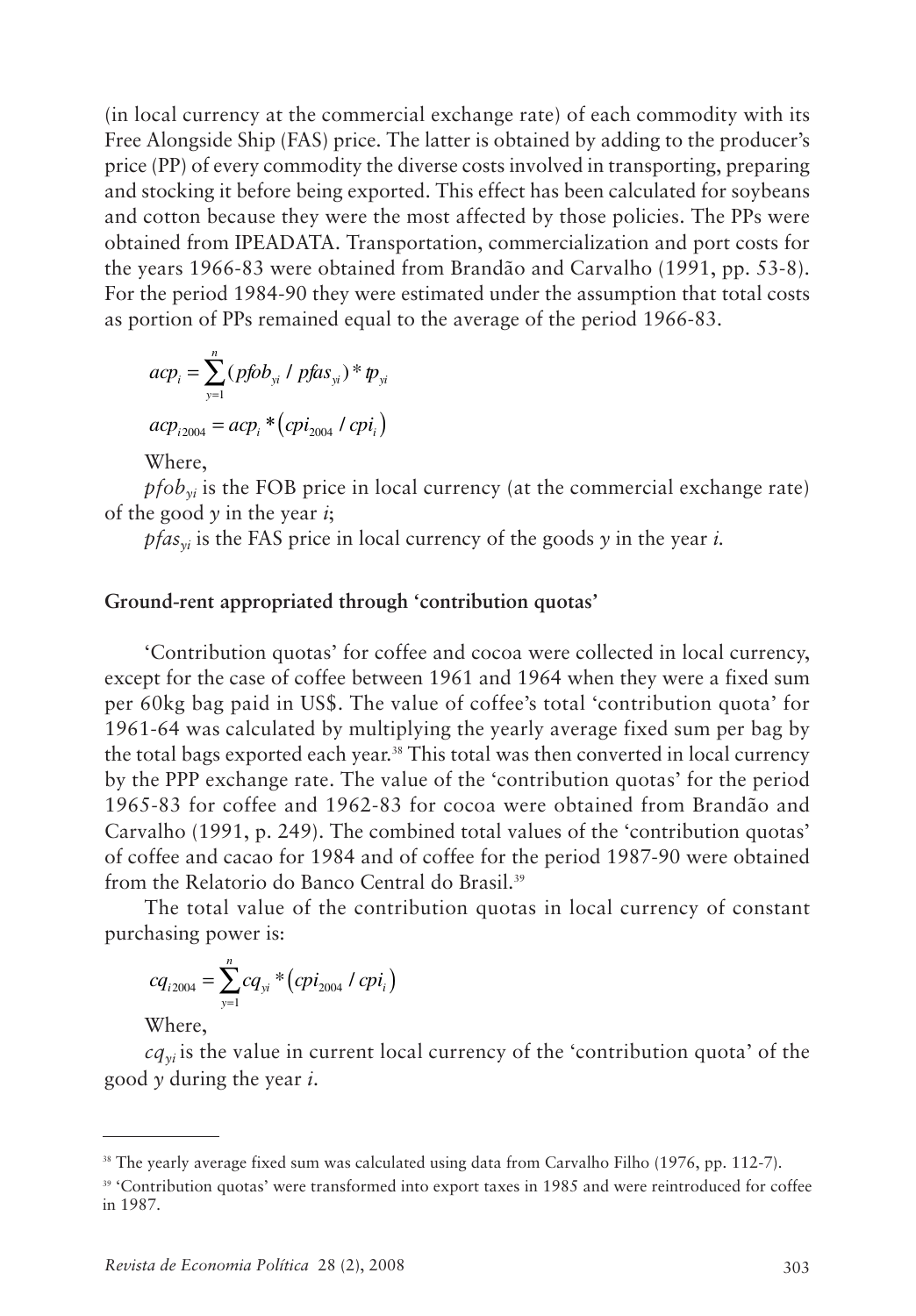(in local currency at the commercial exchange rate) of each commodity with its Free Alongside Ship (FAS) price. The latter is obtained by adding to the producer's price (PP) of every commodity the diverse costs involved in transporting, preparing and stocking it before being exported. This effect has been calculated for soybeans and cotton because they were the most affected by those policies. The PPs were obtained from IPEADATA. Transportation, commercialization and port costs for the years 1966-83 were obtained from Brandão and Carvalho (1991, pp. 53-8). For the period 1984-90 they were estimated under the assumption that total costs as portion of PPs remained equal to the average of the period 1966-83.

$$acp_i = \sum_{y=1}^{n} (pfob_{yi} / pfas_{yi}) * tp_{yi}$$

$$acp_{i2004} = acp_i * \left(cpi_{2004} / cpi_i\right)$$

Where,

$pfob_{yi}$ is the FOB price in local currency (at the commercial exchange rate) of the good $y$ in the year $i$;

$pfas_{yi}$ is the FAS price in local currency of the goods $y$ in the year $i$.

## Ground-rent appropriated through 'contribution quotas'

'Contribution quotas' for coffee and cocoa were collected in local currency, except for the case of coffee between 1961 and 1964 when they were a fixed sum per 60kg bag paid in US$. The value of coffee's total 'contribution quota' for 1961-64 was calculated by multiplying the yearly average fixed sum per bag by the total bags exported each year.[38] This total was then converted in local currency by the PPP exchange rate. The value of the 'contribution quotas' for the period 1965-83 for coffee and 1962-83 for cocoa were obtained from Brandão and Carvalho (1991, p. 249). The combined total values of the 'contribution quotas' of coffee and cacao for 1984 and of coffee for the period 1987-90 were obtained from the Relatorio do Banco Central do Brasil.[39]

The total value of the contribution quotas in local currency of constant purchasing power is:

$$cq_{i2004} = \sum_{y=1}^{n} cq_{yi} * \left(cpi_{2004} / cpi_i\right)$$

Where,

$cq_{yi}$ is the value in current local currency of the 'contribution quota' of the good $y$ during the year $i$.

---

[38] The yearly average fixed sum was calculated using data from Carvalho Filho (1976, pp. 112-7).

[39] 'Contribution quotas' were transformed into export taxes in 1985 and were reintroduced for coffee in 1987.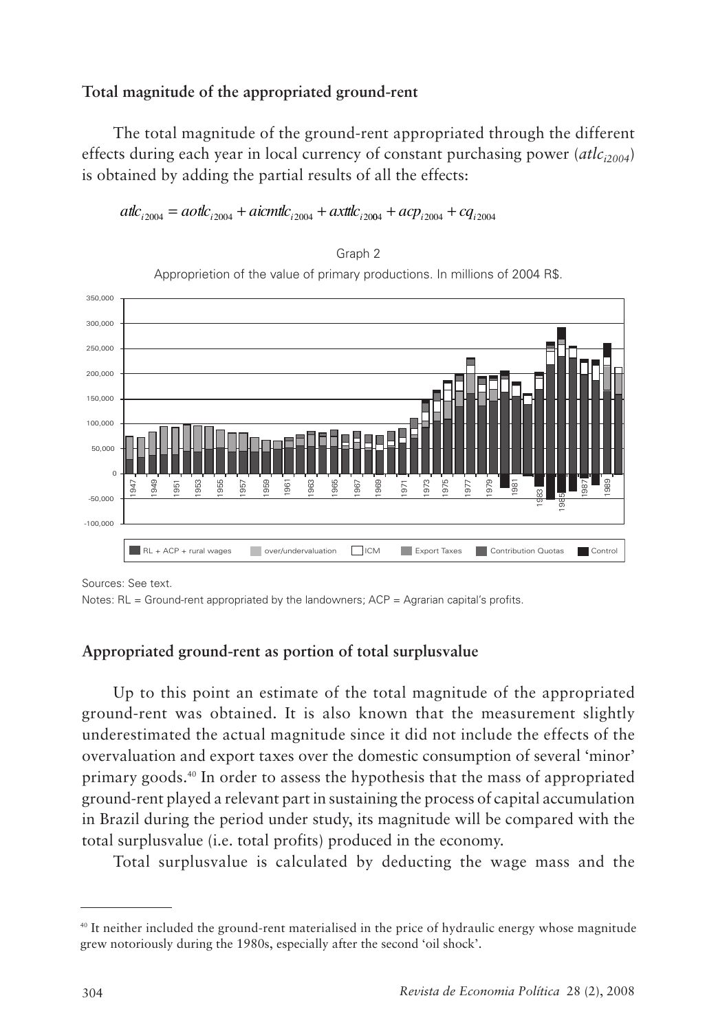**Total magnitude of the appropriated ground-rent**

The total magnitude of the ground-rent appropriated through the different effects during each year in local currency of constant purchasing power ($atlc_{i2004}$) is obtained by adding the partial results of all the effects:

$$atlc_{i2004} = aotlc_{i2004} + aicmtlc_{i2004} + axttlc_{i2004} + acp_{i2004} + cq_{i2004}$$

Graph 2

Approprietion of the value of primary productions. In millions of 2004 R$.

Sources: See text.

Notes: RL = Ground-rent appropriated by the landowners; ACP = Agrarian capital's profits.

**Appropriated ground-rent as portion of total surplusvalue**

Up to this point an estimate of the total magnitude of the appropriated ground-rent was obtained. It is also known that the measurement slightly underestimated the actual magnitude since it did not include the effects of the overvaluation and export taxes over the domestic consumption of several 'minor' primary goods.[40] In order to assess the hypothesis that the mass of appropriated ground-rent played a relevant part in sustaining the process of capital accumulation in Brazil during the period under study, its magnitude will be compared with the total surplusvalue (i.e. total profits) produced in the economy.

Total surplusvalue is calculated by deducting the wage mass and the

[40] It neither included the ground-rent materialised in the price of hydraulic energy whose magnitude grew notoriously during the 1980s, especially after the second 'oil shock'.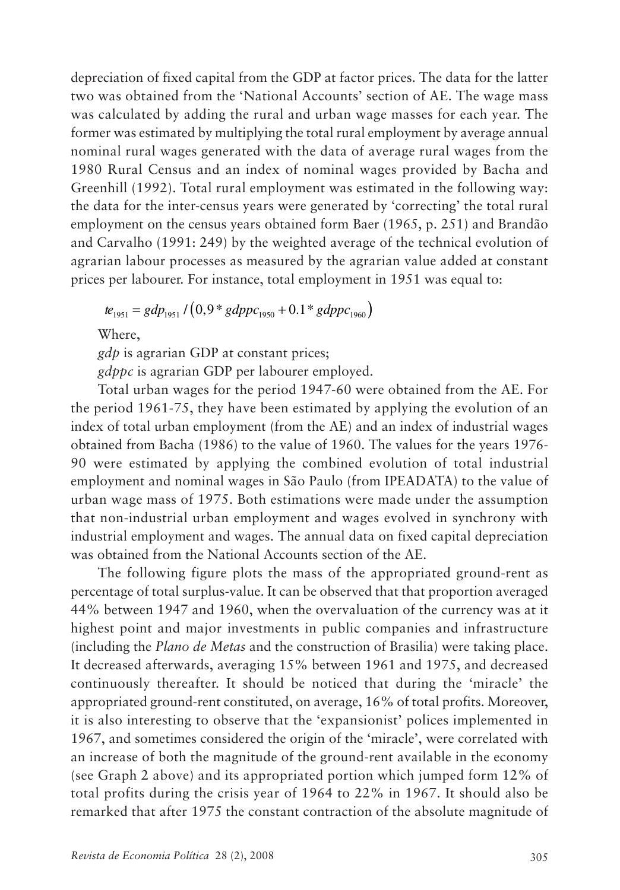depreciation of fixed capital from the GDP at factor prices. The data for the latter two was obtained from the 'National Accounts' section of AE. The wage mass was calculated by adding the rural and urban wage masses for each year. The former was estimated by multiplying the total rural employment by average annual nominal rural wages generated with the data of average rural wages from the 1980 Rural Census and an index of nominal wages provided by Bacha and Greenhill (1992). Total rural employment was estimated in the following way: the data for the inter-census years were generated by 'correcting' the total rural employment on the census years obtained form Baer (1965, p. 251) and Brandão and Carvalho (1991: 249) by the weighted average of the technical evolution of agrarian labour processes as measured by the agrarian value added at constant prices per labourer. For instance, total employment in 1951 was equal to:

$$te_{1951} = gdp_{1951} / \left(0,9 * gdppc_{1950} + 0.1 * gdppc_{1960}\right)$$

Where,

*gdp* is agrarian GDP at constant prices;

*gdppc* is agrarian GDP per labourer employed.

Total urban wages for the period 1947-60 were obtained from the AE. For the period 1961-75, they have been estimated by applying the evolution of an index of total urban employment (from the AE) and an index of industrial wages obtained from Bacha (1986) to the value of 1960. The values for the years 1976-90 were estimated by applying the combined evolution of total industrial employment and nominal wages in São Paulo (from IPEADATA) to the value of urban wage mass of 1975. Both estimations were made under the assumption that non-industrial urban employment and wages evolved in synchrony with industrial employment and wages. The annual data on fixed capital depreciation was obtained from the National Accounts section of the AE.

The following figure plots the mass of the appropriated ground-rent as percentage of total surplus-value. It can be observed that that proportion averaged 44% between 1947 and 1960, when the overvaluation of the currency was at it highest point and major investments in public companies and infrastructure (including the *Plano de Metas* and the construction of Brasilia) were taking place. It decreased afterwards, averaging 15% between 1961 and 1975, and decreased continuously thereafter. It should be noticed that during the 'miracle' the appropriated ground-rent constituted, on average, 16% of total profits. Moreover, it is also interesting to observe that the 'expansionist' polices implemented in 1967, and sometimes considered the origin of the 'miracle', were correlated with an increase of both the magnitude of the ground-rent available in the economy (see Graph 2 above) and its appropriated portion which jumped form 12% of total profits during the crisis year of 1964 to 22% in 1967. It should also be remarked that after 1975 the constant contraction of the absolute magnitude of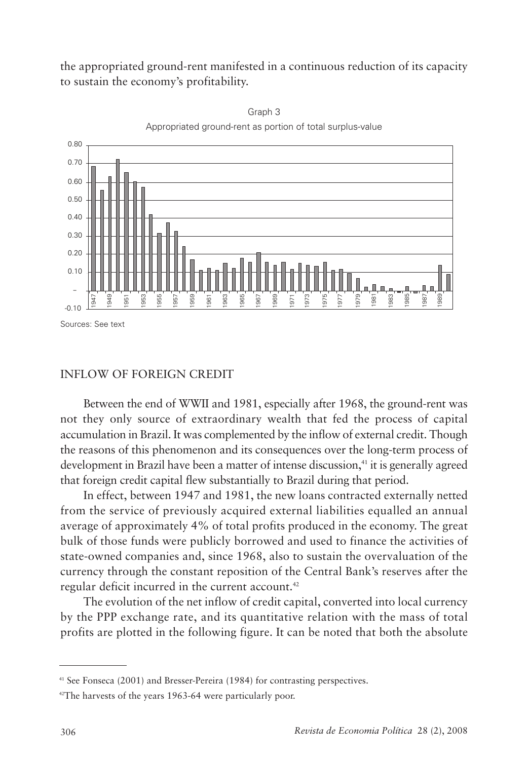the appropriated ground-rent manifested in a continuous reduction of its capacity to sustain the economy's profitability.

Graph 3

Appropriated ground-rent as portion of total surplus-value

Sources: See text

## INFLOW OF FOREIGN CREDIT

Between the end of WWII and 1981, especially after 1968, the ground-rent was not they only source of extraordinary wealth that fed the process of capital accumulation in Brazil. It was complemented by the inflow of external credit. Though the reasons of this phenomenon and its consequences over the long-term process of development in Brazil have been a matter of intense discussion,[41] it is generally agreed that foreign credit capital flew substantially to Brazil during that period.

In effect, between 1947 and 1981, the new loans contracted externally netted from the service of previously acquired external liabilities equalled an annual average of approximately 4% of total profits produced in the economy. The great bulk of those funds were publicly borrowed and used to finance the activities of state-owned companies and, since 1968, also to sustain the overvaluation of the currency through the constant reposition of the Central Bank's reserves after the regular deficit incurred in the current account.[42]

The evolution of the net inflow of credit capital, converted into local currency by the PPP exchange rate, and its quantitative relation with the mass of total profits are plotted in the following figure. It can be noted that both the absolute

[41] See Fonseca (2001) and Bresser-Pereira (1984) for contrasting perspectives.

[42] The harvests of the years 1963-64 were particularly poor.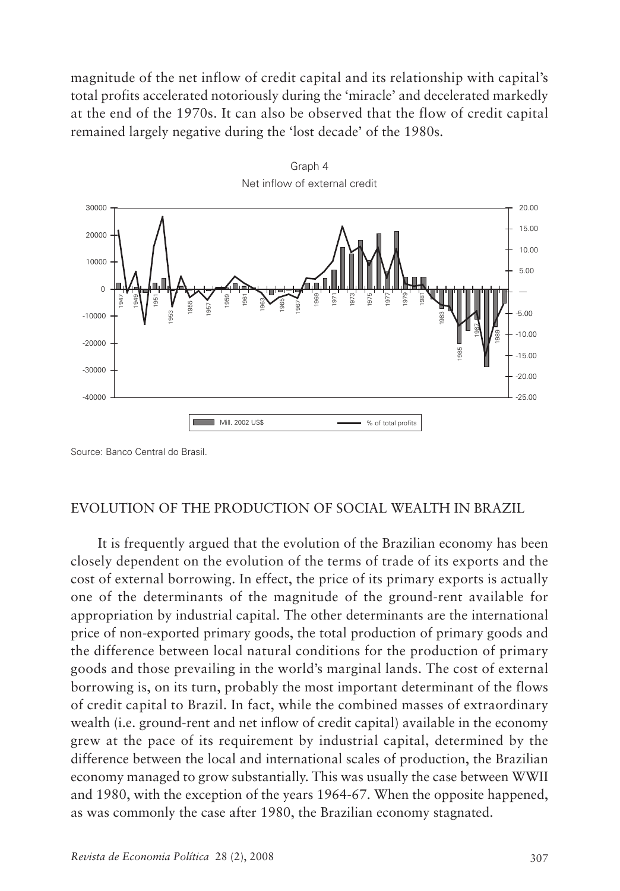magnitude of the net inflow of credit capital and its relationship with capital's total profits accelerated notoriously during the 'miracle' and decelerated markedly at the end of the 1970s. It can also be observed that the flow of credit capital remained largely negative during the 'lost decade' of the 1980s.

Graph 4
Net inflow of external credit

Source: Banco Central do Brasil.

## EVOLUTION OF THE PRODUCTION OF SOCIAL WEALTH IN BRAZIL

It is frequently argued that the evolution of the Brazilian economy has been closely dependent on the evolution of the terms of trade of its exports and the cost of external borrowing. In effect, the price of its primary exports is actually one of the determinants of the magnitude of the ground-rent available for appropriation by industrial capital. The other determinants are the international price of non-exported primary goods, the total production of primary goods and the difference between local natural conditions for the production of primary goods and those prevailing in the world's marginal lands. The cost of external borrowing is, on its turn, probably the most important determinant of the flows of credit capital to Brazil. In fact, while the combined masses of extraordinary wealth (i.e. ground-rent and net inflow of credit capital) available in the economy grew at the pace of its requirement by industrial capital, determined by the difference between the local and international scales of production, the Brazilian economy managed to grow substantially. This was usually the case between WWII and 1980, with the exception of the years 1964-67. When the opposite happened, as was commonly the case after 1980, the Brazilian economy stagnated.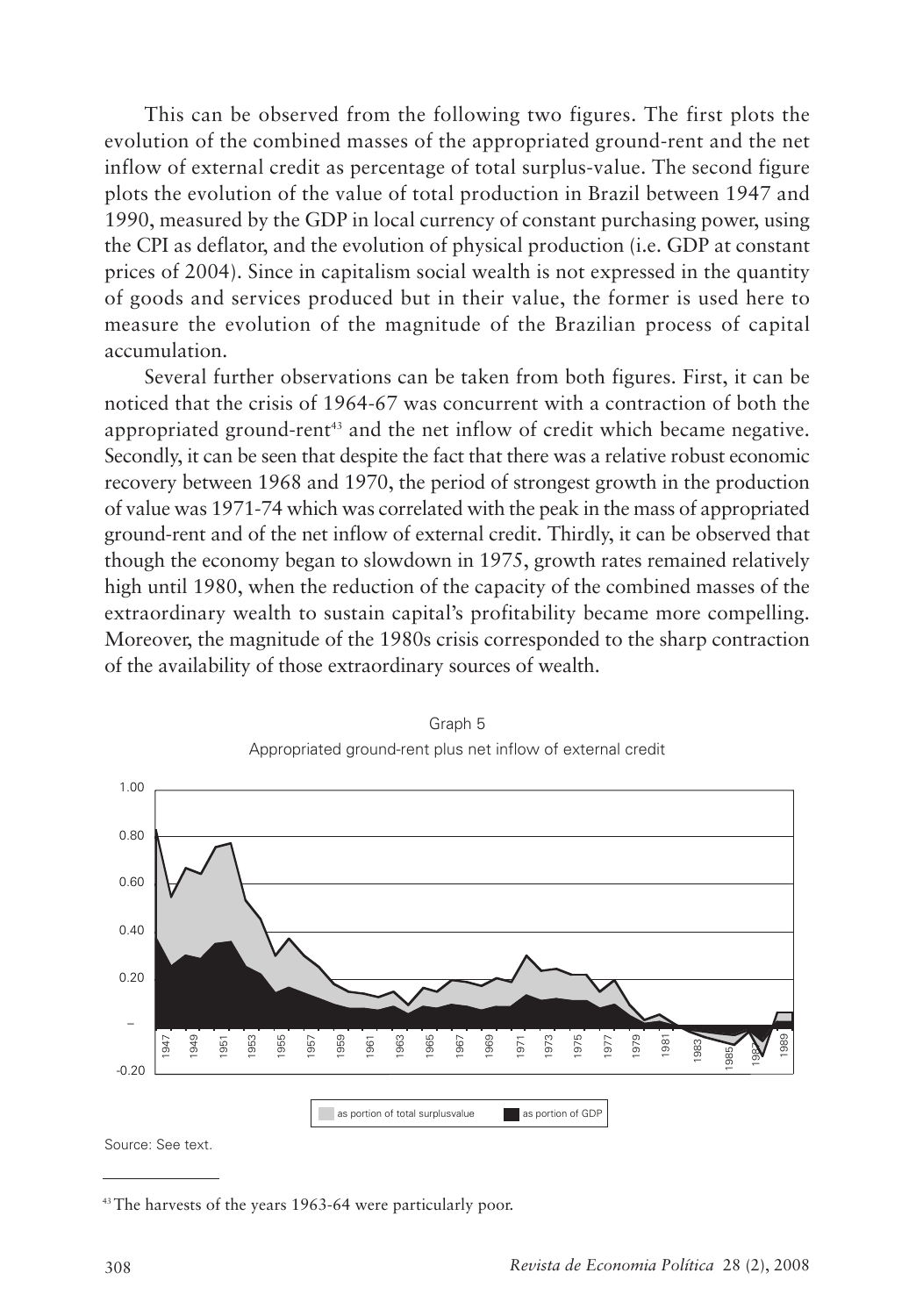This can be observed from the following two figures. The first plots the evolution of the combined masses of the appropriated ground-rent and the net inflow of external credit as percentage of total surplus-value. The second figure plots the evolution of the value of total production in Brazil between 1947 and 1990, measured by the GDP in local currency of constant purchasing power, using the CPI as deflator, and the evolution of physical production (i.e. GDP at constant prices of 2004). Since in capitalism social wealth is not expressed in the quantity of goods and services produced but in their value, the former is used here to measure the evolution of the magnitude of the Brazilian process of capital accumulation.

Several further observations can be taken from both figures. First, it can be noticed that the crisis of 1964-67 was concurrent with a contraction of both the appropriated ground-rent[43] and the net inflow of credit which became negative. Secondly, it can be seen that despite the fact that there was a relative robust economic recovery between 1968 and 1970, the period of strongest growth in the production of value was 1971-74 which was correlated with the peak in the mass of appropriated ground-rent and of the net inflow of external credit. Thirdly, it can be observed that though the economy began to slowdown in 1975, growth rates remained relatively high until 1980, when the reduction of the capacity of the combined masses of the extraordinary wealth to sustain capital's profitability became more compelling. Moreover, the magnitude of the 1980s crisis corresponded to the sharp contraction of the availability of those extraordinary sources of wealth.

Graph 5

Appropriated ground-rent plus net inflow of external credit

Legend: as portion of total surplusvalue; as portion of GDP

Source: See text.

[43] The harvests of the years 1963-64 were particularly poor.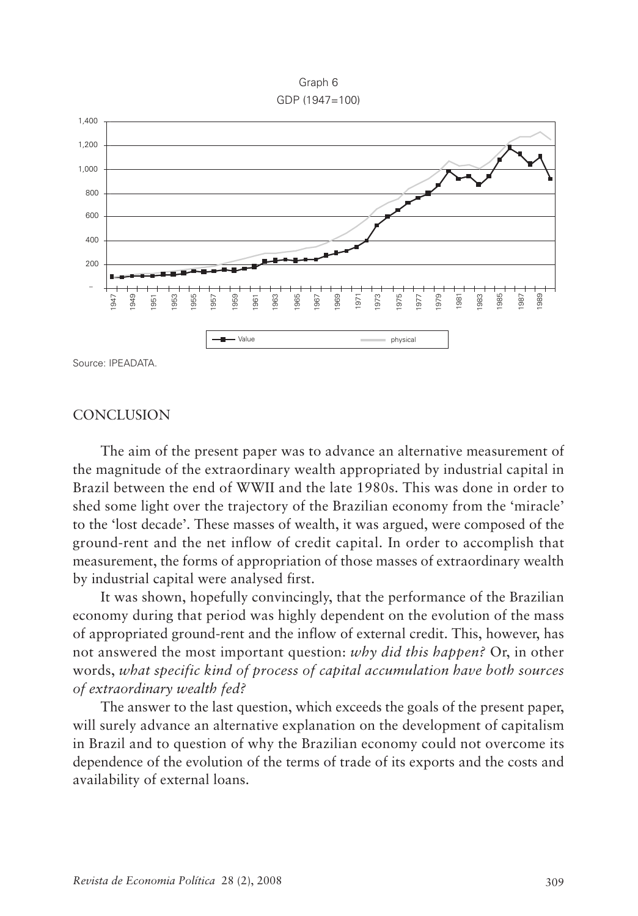Graph 6
GDP (1947=100)

Source: IPEADATA.

## CONCLUSION

The aim of the present paper was to advance an alternative measurement of the magnitude of the extraordinary wealth appropriated by industrial capital in Brazil between the end of WWII and the late 1980s. This was done in order to shed some light over the trajectory of the Brazilian economy from the 'miracle' to the 'lost decade'. These masses of wealth, it was argued, were composed of the ground-rent and the net inflow of credit capital. In order to accomplish that measurement, the forms of appropriation of those masses of extraordinary wealth by industrial capital were analysed first.

It was shown, hopefully convincingly, that the performance of the Brazilian economy during that period was highly dependent on the evolution of the mass of appropriated ground-rent and the inflow of external credit. This, however, has not answered the most important question: *why did this happen?* Or, in other words, *what specific kind of process of capital accumulation have both sources of extraordinary wealth fed?*

The answer to the last question, which exceeds the goals of the present paper, will surely advance an alternative explanation on the development of capitalism in Brazil and to question of why the Brazilian economy could not overcome its dependence of the evolution of the terms of trade of its exports and the costs and availability of external loans.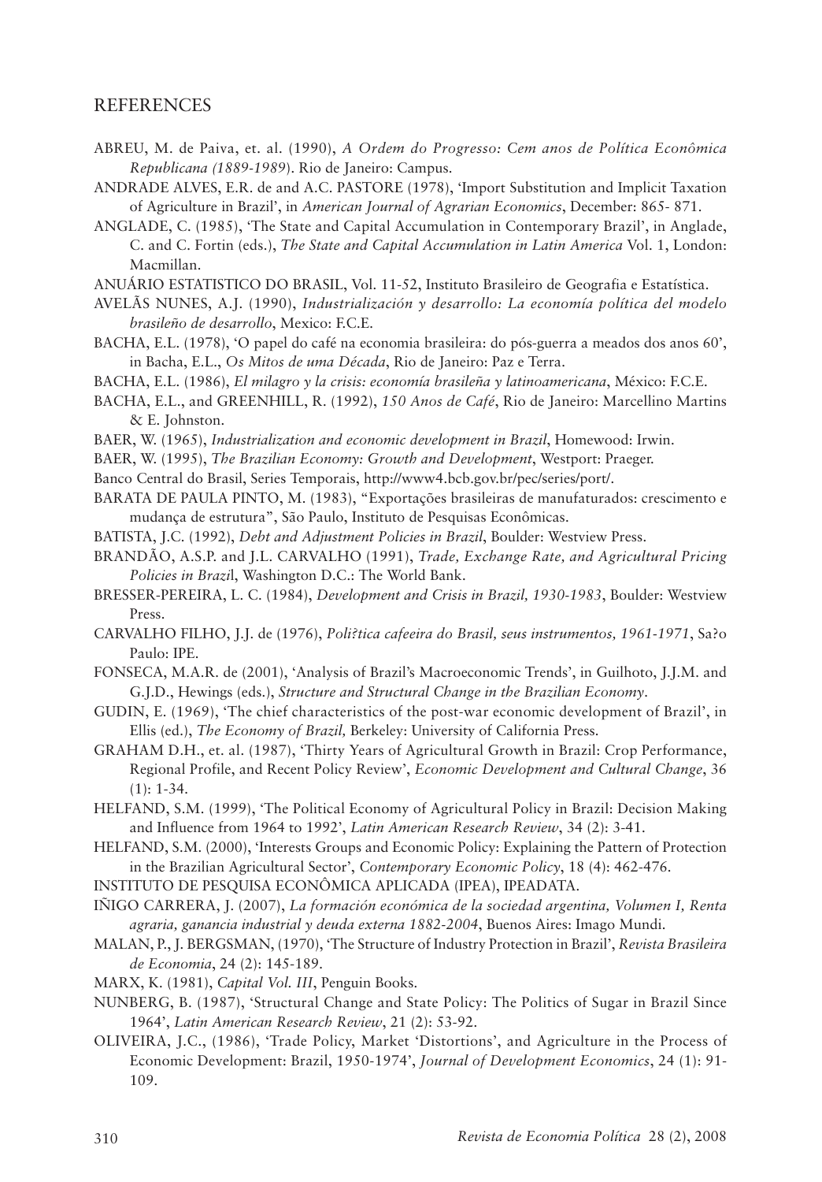## REFERENCES

ABREU, M. de Paiva, et. al. (1990), *A Ordem do Progresso: Cem anos de Política Econômica Republicana (1889-1989*). Rio de Janeiro: Campus.

ANDRADE ALVES, E.R. de and A.C. PASTORE (1978), 'Import Substitution and Implicit Taxation of Agriculture in Brazil', in *American Journal of Agrarian Economics*, December: 865- 871.

ANGLADE, C. (1985), 'The State and Capital Accumulation in Contemporary Brazil', in Anglade, C. and C. Fortin (eds.), *The State and Capital Accumulation in Latin America* Vol. 1, London: Macmillan.

ANUÁRIO ESTATISTICO DO BRASIL, Vol. 11-52, Instituto Brasileiro de Geografia e Estatística.

AVELÃS NUNES, A.J. (1990), *Industrialización y desarrollo: La economía política del modelo brasileño de desarrollo*, Mexico: F.C.E.

BACHA, E.L. (1978), 'O papel do café na economia brasileira: do pós-guerra a meados dos anos 60', in Bacha, E.L., *Os Mitos de uma Década*, Rio de Janeiro: Paz e Terra.

BACHA, E.L. (1986), *El milagro y la crisis: economía brasileña y latinoamericana*, México: F.C.E.

BACHA, E.L., and GREENHILL, R. (1992), *150 Anos de Café*, Rio de Janeiro: Marcellino Martins & E. Johnston.

BAER, W. (1965), *Industrialization and economic development in Brazil*, Homewood: Irwin.

BAER, W. (1995), *The Brazilian Economy: Growth and Development*, Westport: Praeger.

Banco Central do Brasil, Series Temporais, http://www4.bcb.gov.br/pec/series/port/.

BARATA DE PAULA PINTO, M. (1983), "Exportações brasileiras de manufaturados: crescimento e mudança de estrutura", São Paulo, Instituto de Pesquisas Econômicas.

BATISTA, J.C. (1992), *Debt and Adjustment Policies in Brazil*, Boulder: Westview Press.

BRANDÃO, A.S.P. and J.L. CARVALHO (1991), *Trade, Exchange Rate, and Agricultural Pricing Policies in Brazi*l, Washington D.C.: The World Bank.

BRESSER-PEREIRA, L. C. (1984), *Development and Crisis in Brazil, 1930-1983*, Boulder: Westview Press.

CARVALHO FILHO, J.J. de (1976), *Poli?tica cafeeira do Brasil, seus instrumentos, 1961-1971*, Sa?o Paulo: IPE.

FONSECA, M.A.R. de (2001), 'Analysis of Brazil's Macroeconomic Trends', in Guilhoto, J.J.M. and G.J.D., Hewings (eds.), *Structure and Structural Change in the Brazilian Economy*.

GUDIN, E. (1969), 'The chief characteristics of the post-war economic development of Brazil', in Ellis (ed.), *The Economy of Brazil,* Berkeley: University of California Press.

GRAHAM D.H., et. al. (1987), 'Thirty Years of Agricultural Growth in Brazil: Crop Performance, Regional Profile, and Recent Policy Review', *Economic Development and Cultural Change*, 36 (1): 1-34.

HELFAND, S.M. (1999), 'The Political Economy of Agricultural Policy in Brazil: Decision Making and Influence from 1964 to 1992', *Latin American Research Review*, 34 (2): 3-41.

HELFAND, S.M. (2000), 'Interests Groups and Economic Policy: Explaining the Pattern of Protection in the Brazilian Agricultural Sector', *Contemporary Economic Policy*, 18 (4): 462-476.

INSTITUTO DE PESQUISA ECONÔMICA APLICADA (IPEA), IPEADATA.

IÑIGO CARRERA, J. (2007), *La formación económica de la sociedad argentina, Volumen I, Renta agraria, ganancia industrial y deuda externa 1882-2004*, Buenos Aires: Imago Mundi.

MALAN, P., J. BERGSMAN, (1970), 'The Structure of Industry Protection in Brazil', *Revista Brasileira de Economia*, 24 (2): 145-189.

MARX, K. (1981), *Capital Vol. III*, Penguin Books.

NUNBERG, B. (1987), 'Structural Change and State Policy: The Politics of Sugar in Brazil Since 1964', *Latin American Research Review*, 21 (2): 53-92.

OLIVEIRA, J.C., (1986), 'Trade Policy, Market 'Distortions', and Agriculture in the Process of Economic Development: Brazil, 1950-1974', *Journal of Development Economics*, 24 (1): 91-109.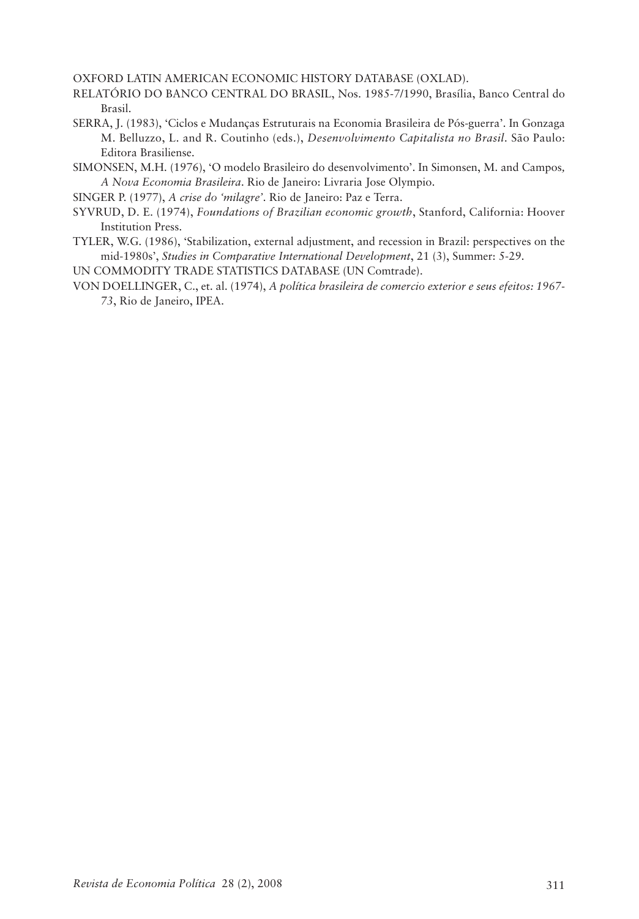OXFORD LATIN AMERICAN ECONOMIC HISTORY DATABASE (OXLAD).

RELATÓRIO DO BANCO CENTRAL DO BRASIL, Nos. 1985-7/1990, Brasília, Banco Central do Brasil.

SERRA, J. (1983), 'Ciclos e Mudanças Estruturais na Economia Brasileira de Pós-guerra'. In Gonzaga M. Belluzzo, L. and R. Coutinho (eds.), *Desenvolvimento Capitalista no Brasil*. São Paulo: Editora Brasiliense.

SIMONSEN, M.H. (1976), 'O modelo Brasileiro do desenvolvimento'. In Simonsen, M. and Campos, *A Nova Economia Brasileira*. Rio de Janeiro: Livraria Jose Olympio.

SINGER P. (1977), *A crise do 'milagre'*. Rio de Janeiro: Paz e Terra.

SYVRUD, D. E. (1974), *Foundations of Brazilian economic growth*, Stanford, California: Hoover Institution Press.

TYLER, W.G. (1986), 'Stabilization, external adjustment, and recession in Brazil: perspectives on the mid-1980s', *Studies in Comparative International Development*, 21 (3), Summer: 5-29.

UN COMMODITY TRADE STATISTICS DATABASE (UN Comtrade).

VON DOELLINGER, C., et. al. (1974), *A política brasileira de comercio exterior e seus efeitos: 1967-73*, Rio de Janeiro, IPEA.